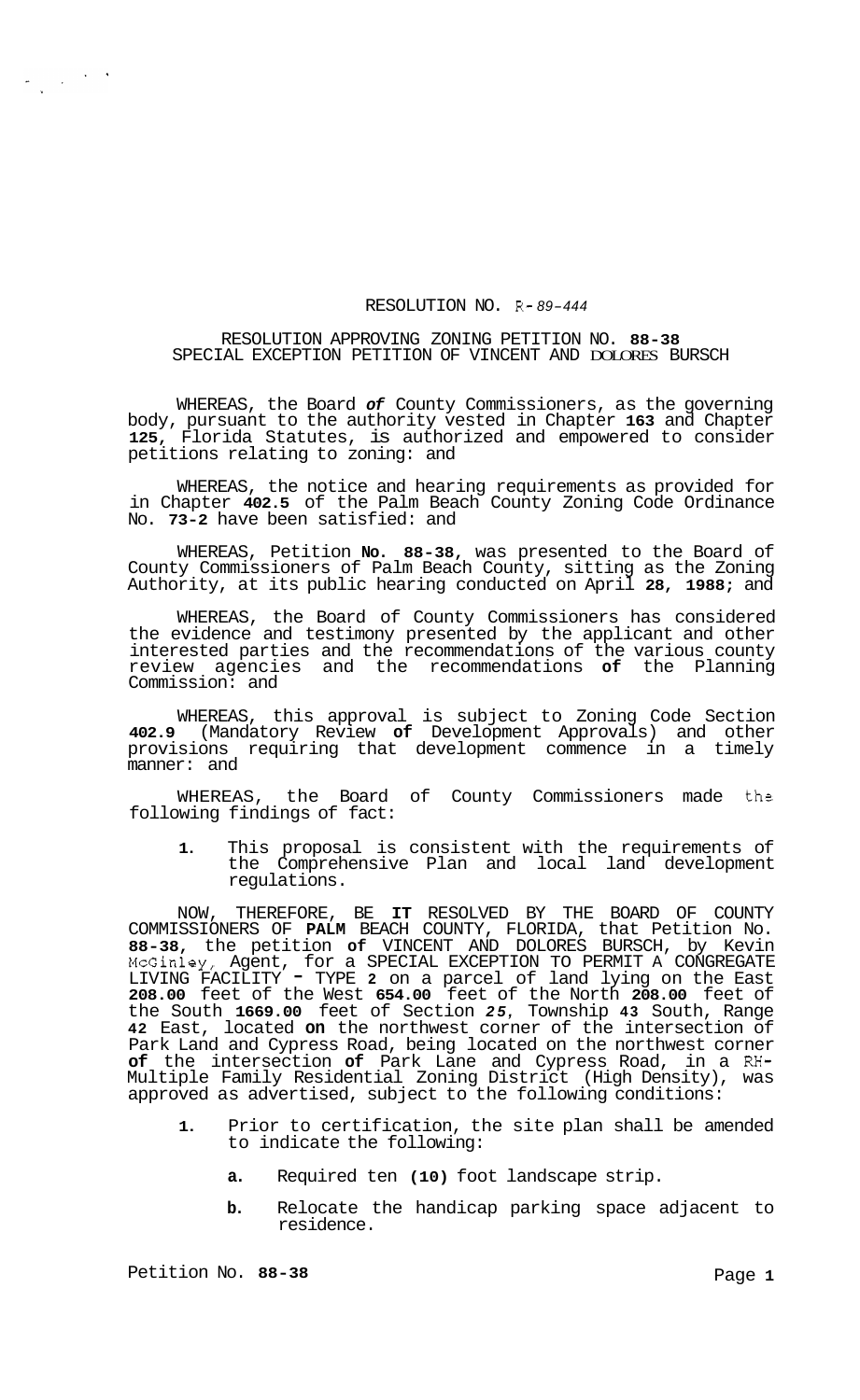RESOLUTION NO. R-89-444

RESOLUTION APPROVING ZONING PETITION NO. 88-38
SPECIAL EXCEPTION PETITION OF VINCENT AND DOLORES BURSCH

WHEREAS, the Board of County Commissioners, as the governing body, pursuant to the authority vested in Chapter 163 and Chapter 125, Florida Statutes, is authorized and empowered to consider petitions relating to zoning: and

WHEREAS, the notice and hearing requirements as provided for in Chapter 402.5 of the Palm Beach County Zoning Code Ordinance No. 73-2 have been satisfied: and

WHEREAS, Petition No. 88-38, was presented to the Board of County Commissioners of Palm Beach County, sitting as the Zoning Authority, at its public hearing conducted on April 28, 1988; and

WHEREAS, the Board of County Commissioners has considered the evidence and testimony presented by the applicant and other interested parties and the recommendations of the various county review agencies and the recommendations of the Planning Commission: and

WHEREAS, this approval is subject to Zoning Code Section 402.9 (Mandatory Review of Development Approvals) and other provisions requiring that development commence in a timely manner: and

WHEREAS, the Board of County Commissioners made the following findings of fact:

1. This proposal is consistent with the requirements of the Comprehensive Plan and local land development regulations.

NOW, THEREFORE, BE IT RESOLVED BY THE BOARD OF COUNTY COMMISSIONERS OF PALM BEACH COUNTY, FLORIDA, that Petition No. 88-38, the petition of VINCENT AND DOLORES BURSCH, by Kevin McGinley, Agent, for a SPECIAL EXCEPTION TO PERMIT A CONGREGATE LIVING FACILITY - TYPE 2 on a parcel of land lying on the East 208.00 feet of the West 654.00 feet of the North 208.00 feet of the South 1669.00 feet of Section 25, Township 43 South, Range 42 East, located on the northwest corner of the intersection of Park Land and Cypress Road, being located on the northwest corner of the intersection of Park Lane and Cypress Road, in a RH-Multiple Family Residential Zoning District (High Density), was approved as advertised, subject to the following conditions:

1. Prior to certification, the site plan shall be amended to indicate the following:

   a. Required ten (10) foot landscape strip.

   b. Relocate the handicap parking space adjacent to residence.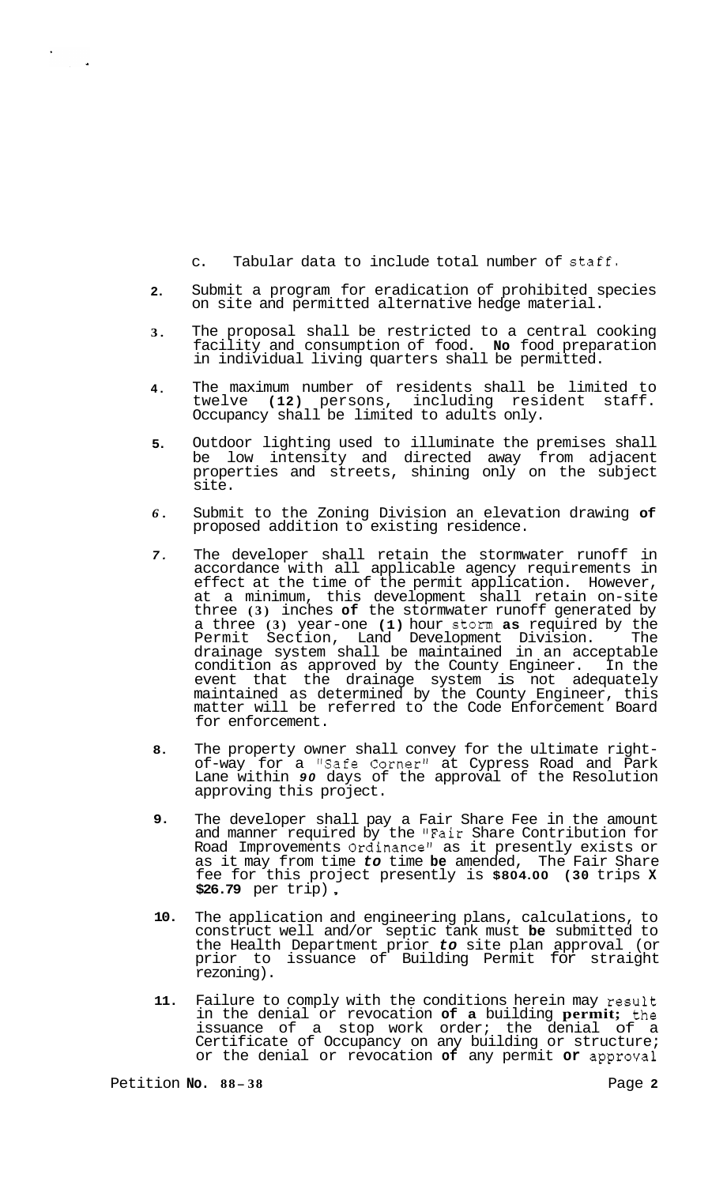c. Tabular data to include total number of staff.

2. Submit a program for eradication of prohibited species on site and permitted alternative hedge material.

3. The proposal shall be restricted to a central cooking facility and consumption of food. **No** food preparation in individual living quarters shall be permitted.

4. The maximum number of residents shall be limited to twelve **(12)** persons, including resident staff. Occupancy shall be limited to adults only.

5. Outdoor lighting used to illuminate the premises shall be low intensity and directed away from adjacent properties and streets, shining only on the subject site.

6. Submit to the Zoning Division an elevation drawing **of** proposed addition to existing residence.

7. The developer shall retain the stormwater runoff in accordance with all applicable agency requirements in effect at the time of the permit application. However, at a minimum, this development shall retain on-site three **(3)** inches **of** the stormwater runoff generated by a three **(3)** year-one **(1)** hour storm **as** required by the Permit Section, Land Development Division. The drainage system shall be maintained in an acceptable condition as approved by the County Engineer. In the event that the drainage system is not adequately maintained as determined by the County Engineer, this matter will be referred to the Code Enforcement Board for enforcement.

8. The property owner shall convey for the ultimate right-of-way for a "Safe Corner" at Cypress Road and Park Lane within *90* days of the approval of the Resolution approving this project.

9. The developer shall pay a Fair Share Fee in the amount and manner required by the "Fair Share Contribution for Road Improvements Ordinance" as it presently exists or as it may from time *to* time **be** amended, The Fair Share fee for this project presently is **$804.00 (30** trips **X** **$26.79** per trip).

10. The application and engineering plans, calculations, to construct well and/or septic tank must **be** submitted to the Health Department prior *to* site plan approval (or prior to issuance of Building Permit for straight rezoning).

11. Failure to comply with the conditions herein may result in the denial or revocation **of a** building **permit;** the issuance of a stop work order; the denial of a Certificate of Occupancy on any building or structure; or the denial or revocation **of** any permit **or** approval

Petition **No. 88-38**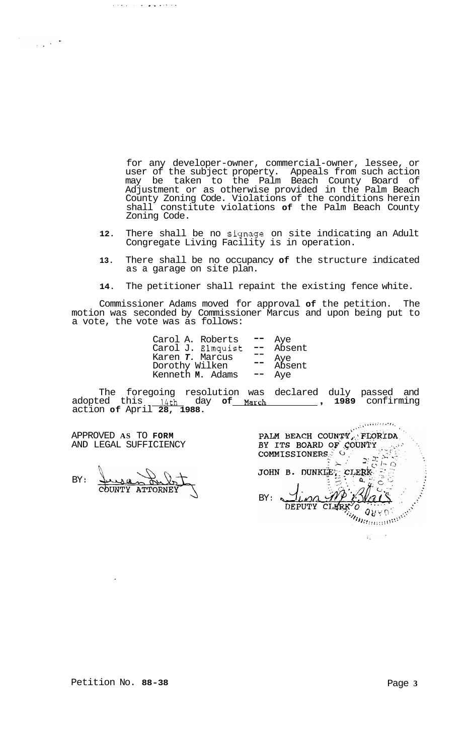for any developer-owner, commercial-owner, lessee, or user of the subject property. Appeals from such action may be taken to the Palm Beach County Board of Adjustment or as otherwise provided in the Palm Beach County Zoning Code. Violations of the conditions herein shall constitute violations of the Palm Beach County Zoning Code.

12. There shall be no signage on site indicating an Adult Congregate Living Facility is in operation.

13. There shall be no occupancy of the structure indicated as a garage on site plan.

14. The petitioner shall repaint the existing fence white.

Commissioner Adams moved for approval of the petition. The motion was seconded by Commissioner Marcus and upon being put to a vote, the vote was as follows:

| | | |
|---|---|---|
| Carol A. Roberts | -- | Aye |
| Carol J. Elmquist | -- | Absent |
| Karen T. Marcus | -- | Aye |
| Dorothy Wilken | -- | Absent |
| Kenneth M. Adams | -- | Aye |

The foregoing resolution was declared duly passed and adopted this 14th day of March, 1989 confirming action of April 28, 1988.

APPROVED AS TO FORM AND LEGAL SUFFICIENCY

BY: COUNTY ATTORNEY

PALM BEACH COUNTY, FLORIDA BY ITS BOARD OF COUNTY COMMISSIONERS

JOHN B. DUNKLE, CLERK

BY: DEPUTY CLERK

Petition No. 88-38